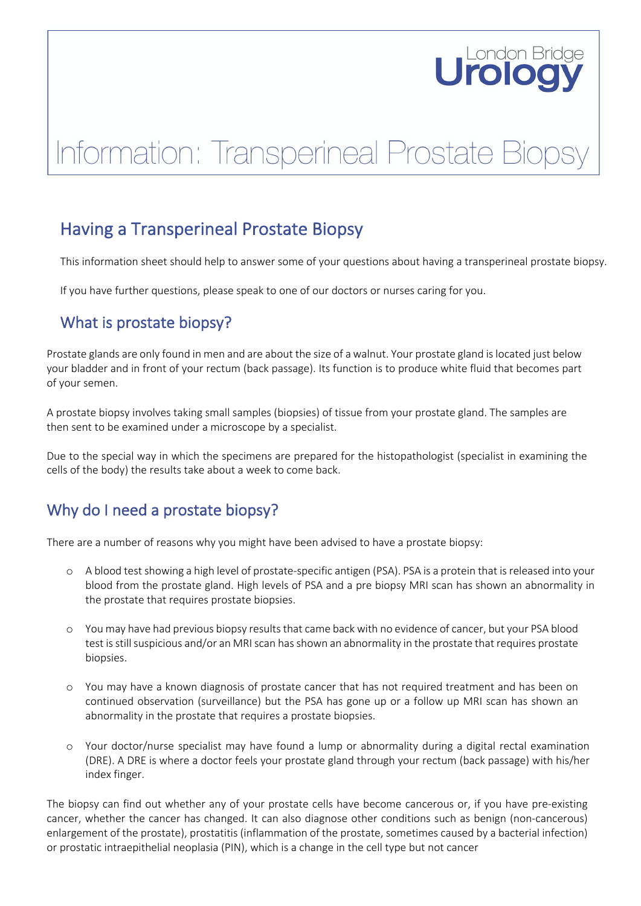London Bridge Urology

# Information: Transperineal Prostate Biopsy

## Having a Transperineal Prostate Biopsy

This information sheet should help to answer some of your questions about having a transperineal prostate biopsy.

If you have further questions, please speak to one of our doctors or nurses caring for you.

## What is prostate biopsy?

Prostate glands are only found in men and are about the size of a walnut. Your prostate gland is located just below your bladder and in front of your rectum (back passage). Its function is to produce white fluid that becomes part of your semen.

A prostate biopsy involves taking small samples (biopsies) of tissue from your prostate gland. The samples are then sent to be examined under a microscope by a specialist.

Due to the special way in which the specimens are prepared for the histopathologist (specialist in examining the cells of the body) the results take about a week to come back.

## Why do I need a prostate biopsy?

There are a number of reasons why you might have been advised to have a prostate biopsy:

- A blood test showing a high level of prostate-specific antigen (PSA). PSA is a protein that is released into your blood from the prostate gland. High levels of PSA and a pre biopsy MRI scan has shown an abnormality in the prostate that requires prostate biopsies.
- You may have had previous biopsy results that came back with no evidence of cancer, but your PSA blood test is still suspicious and/or an MRI scan has shown an abnormality in the prostate that requires prostate biopsies.
- You may have a known diagnosis of prostate cancer that has not required treatment and has been on continued observation (surveillance) but the PSA has gone up or a follow up MRI scan has shown an abnormality in the prostate that requires a prostate biopsies.
- Your doctor/nurse specialist may have found a lump or abnormality during a digital rectal examination (DRE). A DRE is where a doctor feels your prostate gland through your rectum (back passage) with his/her index finger.

The biopsy can find out whether any of your prostate cells have become cancerous or, if you have pre-existing cancer, whether the cancer has changed. It can also diagnose other conditions such as benign (non-cancerous) enlargement of the prostate), prostatitis (inflammation of the prostate, sometimes caused by a bacterial infection) or prostatic intraepithelial neoplasia (PIN), which is a change in the cell type but not cancer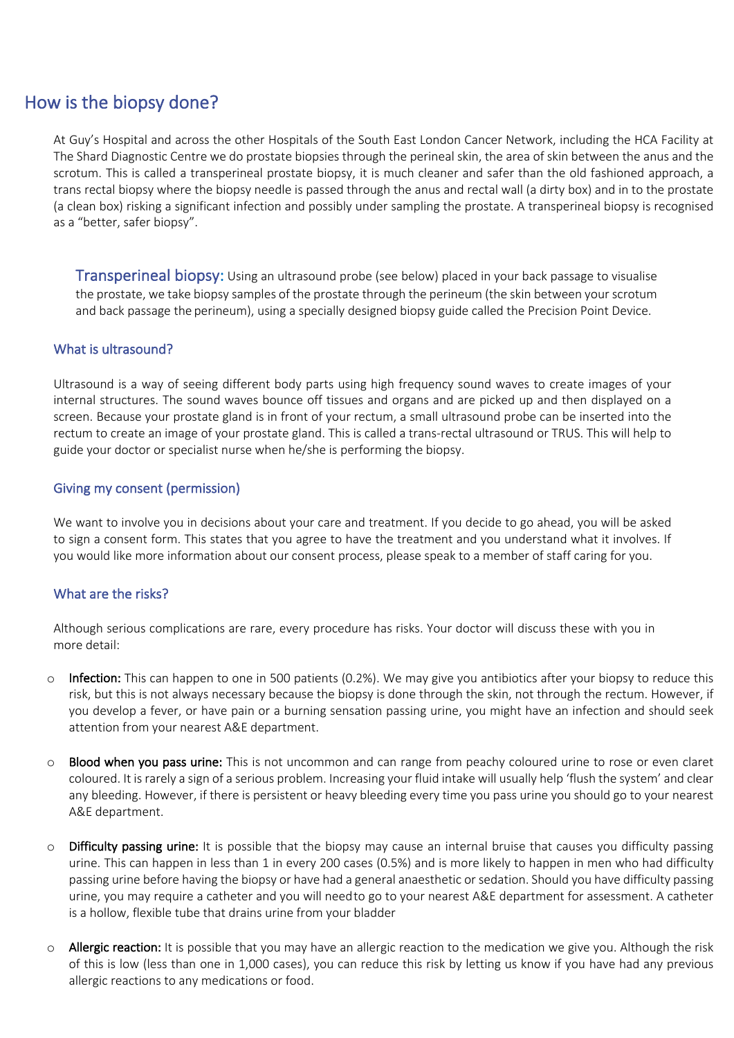## How is the biopsy done?

At Guy's Hospital and across the other Hospitals of the South East London Cancer Network, including the HCA Facility at The Shard Diagnostic Centre we do prostate biopsies through the perineal skin, the area of skin between the anus and the scrotum. This is called a transperineal prostate biopsy, it is much cleaner and safer than the old fashioned approach, a trans rectal biopsy where the biopsy needle is passed through the anus and rectal wall (a dirty box) and in to the prostate (a clean box) risking a significant infection and possibly under sampling the prostate. A transperineal biopsy is recognised as a "better, safer biopsy".

**Transperineal biopsy:** Using an ultrasound probe (see below) placed in your back passage to visualise the prostate, we take biopsy samples of the prostate through the perineum (the skin between your scrotum and back passage the perineum), using a specially designed biopsy guide called the Precision Point Device.

### What is ultrasound?

Ultrasound is a way of seeing different body parts using high frequency sound waves to create images of your internal structures. The sound waves bounce off tissues and organs and are picked up and then displayed on a screen. Because your prostate gland is in front of your rectum, a small ultrasound probe can be inserted into the rectum to create an image of your prostate gland. This is called a trans-rectal ultrasound or TRUS. This will help to guide your doctor or specialist nurse when he/she is performing the biopsy.

### Giving my consent (permission)

We want to involve you in decisions about your care and treatment. If you decide to go ahead, you will be asked to sign a consent form. This states that you agree to have the treatment and you understand what it involves. If you would like more information about our consent process, please speak to a member of staff caring for you.

### What are the risks?

Although serious complications are rare, every procedure has risks. Your doctor will discuss these with you in more detail:

- **Infection:** This can happen to one in 500 patients (0.2%). We may give you antibiotics after your biopsy to reduce this risk, but this is not always necessary because the biopsy is done through the skin, not through the rectum. However, if you develop a fever, or have pain or a burning sensation passing urine, you might have an infection and should seek attention from your nearest A&E department.

- **Blood when you pass urine:** This is not uncommon and can range from peachy coloured urine to rose or even claret coloured. It is rarely a sign of a serious problem. Increasing your fluid intake will usually help 'flush the system' and clear any bleeding. However, if there is persistent or heavy bleeding every time you pass urine you should go to your nearest A&E department.

- **Difficulty passing urine:** It is possible that the biopsy may cause an internal bruise that causes you difficulty passing urine. This can happen in less than 1 in every 200 cases (0.5%) and is more likely to happen in men who had difficulty passing urine before having the biopsy or have had a general anaesthetic or sedation. Should you have difficulty passing urine, you may require a catheter and you will need to go to your nearest A&E department for assessment. A catheter is a hollow, flexible tube that drains urine from your bladder

- **Allergic reaction:** It is possible that you may have an allergic reaction to the medication we give you. Although the risk of this is low (less than one in 1,000 cases), you can reduce this risk by letting us know if you have had any previous allergic reactions to any medications or food.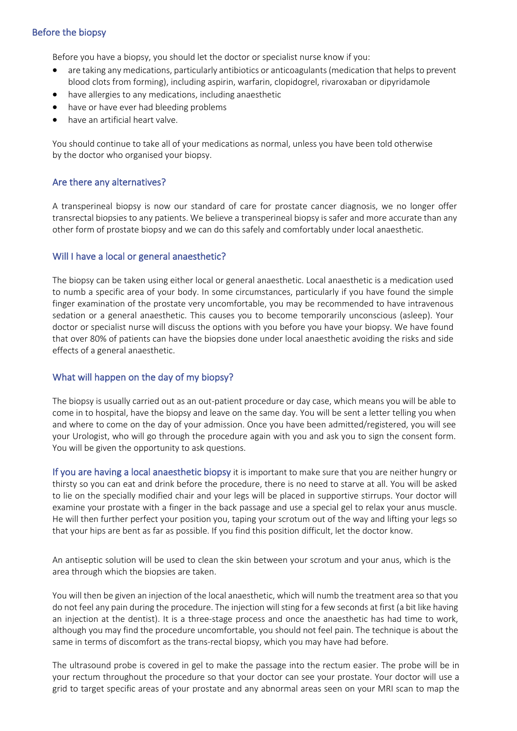## Before the biopsy

Before you have a biopsy, you should let the doctor or specialist nurse know if you:

- are taking any medications, particularly antibiotics or anticoagulants (medication that helps to prevent blood clots from forming), including aspirin, warfarin, clopidogrel, rivaroxaban or dipyridamole
- have allergies to any medications, including anaesthetic
- have or have ever had bleeding problems
- have an artificial heart valve.

You should continue to take all of your medications as normal, unless you have been told otherwise by the doctor who organised your biopsy.

### Are there any alternatives?

A transperineal biopsy is now our standard of care for prostate cancer diagnosis, we no longer offer transrectal biopsies to any patients. We believe a transperineal biopsy is safer and more accurate than any other form of prostate biopsy and we can do this safely and comfortably under local anaesthetic.

### Will I have a local or general anaesthetic?

The biopsy can be taken using either local or general anaesthetic. Local anaesthetic is a medication used to numb a specific area of your body. In some circumstances, particularly if you have found the simple finger examination of the prostate very uncomfortable, you may be recommended to have intravenous sedation or a general anaesthetic. This causes you to become temporarily unconscious (asleep). Your doctor or specialist nurse will discuss the options with you before you have your biopsy. We have found that over 80% of patients can have the biopsies done under local anaesthetic avoiding the risks and side effects of a general anaesthetic.

### What will happen on the day of my biopsy?

The biopsy is usually carried out as an out-patient procedure or day case, which means you will be able to come in to hospital, have the biopsy and leave on the same day. You will be sent a letter telling you when and where to come on the day of your admission. Once you have been admitted/registered, you will see your Urologist, who will go through the procedure again with you and ask you to sign the consent form. You will be given the opportunity to ask questions.

**If you are having a local anaesthetic biopsy** it is important to make sure that you are neither hungry or thirsty so you can eat and drink before the procedure, there is no need to starve at all. You will be asked to lie on the specially modified chair and your legs will be placed in supportive stirrups. Your doctor will examine your prostate with a finger in the back passage and use a special gel to relax your anus muscle. He will then further perfect your position you, taping your scrotum out of the way and lifting your legs so that your hips are bent as far as possible. If you find this position difficult, let the doctor know.

An antiseptic solution will be used to clean the skin between your scrotum and your anus, which is the area through which the biopsies are taken.

You will then be given an injection of the local anaesthetic, which will numb the treatment area so that you do not feel any pain during the procedure. The injection will sting for a few seconds at first (a bit like having an injection at the dentist). It is a three-stage process and once the anaesthetic has had time to work, although you may find the procedure uncomfortable, you should not feel pain. The technique is about the same in terms of discomfort as the trans-rectal biopsy, which you may have had before.

The ultrasound probe is covered in gel to make the passage into the rectum easier. The probe will be in your rectum throughout the procedure so that your doctor can see your prostate. Your doctor will use a grid to target specific areas of your prostate and any abnormal areas seen on your MRI scan to map the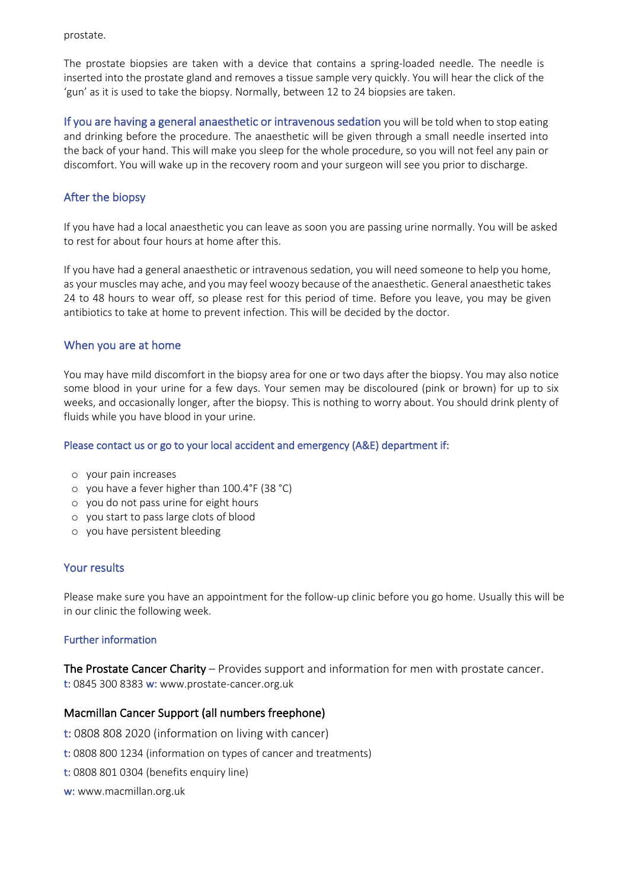prostate.

The prostate biopsies are taken with a device that contains a spring-loaded needle. The needle is inserted into the prostate gland and removes a tissue sample very quickly. You will hear the click of the 'gun' as it is used to take the biopsy. Normally, between 12 to 24 biopsies are taken.

**If you are having a general anaesthetic or intravenous sedation** you will be told when to stop eating and drinking before the procedure. The anaesthetic will be given through a small needle inserted into the back of your hand. This will make you sleep for the whole procedure, so you will not feel any pain or discomfort. You will wake up in the recovery room and your surgeon will see you prior to discharge.

## After the biopsy

If you have had a local anaesthetic you can leave as soon you are passing urine normally. You will be asked to rest for about four hours at home after this.

If you have had a general anaesthetic or intravenous sedation, you will need someone to help you home, as your muscles may ache, and you may feel woozy because of the anaesthetic. General anaesthetic takes 24 to 48 hours to wear off, so please rest for this period of time. Before you leave, you may be given antibiotics to take at home to prevent infection. This will be decided by the doctor.

## When you are at home

You may have mild discomfort in the biopsy area for one or two days after the biopsy. You may also notice some blood in your urine for a few days. Your semen may be discoloured (pink or brown) for up to six weeks, and occasionally longer, after the biopsy. This is nothing to worry about. You should drink plenty of fluids while you have blood in your urine.

### Please contact us or go to your local accident and emergency (A&E) department if:

- your pain increases
- you have a fever higher than 100.4°F (38 °C)
- you do not pass urine for eight hours
- you start to pass large clots of blood
- you have persistent bleeding

## Your results

Please make sure you have an appointment for the follow-up clinic before you go home. Usually this will be in our clinic the following week.

### Further information

**The Prostate Cancer Charity** – Provides support and information for men with prostate cancer.
t: 0845 300 8383 w: www.prostate-cancer.org.uk

**Macmillan Cancer Support (all numbers freephone)**

t: 0808 808 2020 (information on living with cancer)

t: 0808 800 1234 (information on types of cancer and treatments)

t: 0808 801 0304 (benefits enquiry line)

w: www.macmillan.org.uk